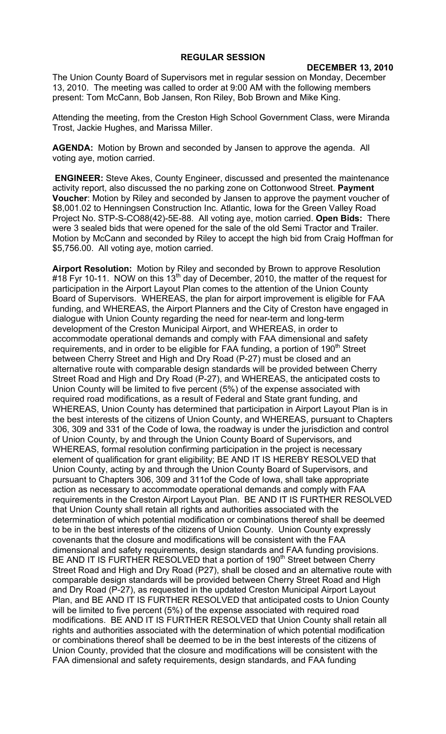# REGULAR SESSION

**DECEMBER 13, 2010**

The Union County Board of Supervisors met in regular session on Monday, December 13, 2010. The meeting was called to order at 9:00 AM with the following members present: Tom McCann, Bob Jansen, Ron Riley, Bob Brown and Mike King.

Attending the meeting, from the Creston High School Government Class, were Miranda Trost, Jackie Hughes, and Marissa Miller.

**AGENDA:** Motion by Brown and seconded by Jansen to approve the agenda. All voting aye, motion carried.

**ENGINEER:** Steve Akes, County Engineer, discussed and presented the maintenance activity report, also discussed the no parking zone on Cottonwood Street. **Payment Voucher**: Motion by Riley and seconded by Jansen to approve the payment voucher of $8,001.02 to Henningsen Construction Inc. Atlantic, Iowa for the Green Valley Road Project No. STP-S-CO88(42)-5E-88. All voting aye, motion carried. **Open Bids:** There were 3 sealed bids that were opened for the sale of the old Semi Tractor and Trailer. Motion by McCann and seconded by Riley to accept the high bid from Craig Hoffman for $5,756.00. All voting aye, motion carried.

**Airport Resolution:** Motion by Riley and seconded by Brown to approve Resolution #18 Fyr 10-11. NOW on this 13th day of December, 2010, the matter of the request for participation in the Airport Layout Plan comes to the attention of the Union County Board of Supervisors. WHEREAS, the plan for airport improvement is eligible for FAA funding, and WHEREAS, the Airport Planners and the City of Creston have engaged in dialogue with Union County regarding the need for near-term and long-term development of the Creston Municipal Airport, and WHEREAS, in order to accommodate operational demands and comply with FAA dimensional and safety requirements, and in order to be eligible for FAA funding, a portion of 190th Street between Cherry Street and High and Dry Road (P-27) must be closed and an alternative route with comparable design standards will be provided between Cherry Street Road and High and Dry Road (P-27), and WHEREAS, the anticipated costs to Union County will be limited to five percent (5%) of the expense associated with required road modifications, as a result of Federal and State grant funding, and WHEREAS, Union County has determined that participation in Airport Layout Plan is in the best interests of the citizens of Union County, and WHEREAS, pursuant to Chapters 306, 309 and 331 of the Code of Iowa, the roadway is under the jurisdiction and control of Union County, by and through the Union County Board of Supervisors, and WHEREAS, formal resolution confirming participation in the project is necessary element of qualification for grant eligibility; BE AND IT IS HEREBY RESOLVED that Union County, acting by and through the Union County Board of Supervisors, and pursuant to Chapters 306, 309 and 311of the Code of Iowa, shall take appropriate action as necessary to accommodate operational demands and comply with FAA requirements in the Creston Airport Layout Plan. BE AND IT IS FURTHER RESOLVED that Union County shall retain all rights and authorities associated with the determination of which potential modification or combinations thereof shall be deemed to be in the best interests of the citizens of Union County. Union County expressly covenants that the closure and modifications will be consistent with the FAA dimensional and safety requirements, design standards and FAA funding provisions. BE AND IT IS FURTHER RESOLVED that a portion of 190th Street between Cherry Street Road and High and Dry Road (P27), shall be closed and an alternative route with comparable design standards will be provided between Cherry Street Road and High and Dry Road (P-27), as requested in the updated Creston Municipal Airport Layout Plan, and BE AND IT IS FURTHER RESOLVED that anticipated costs to Union County will be limited to five percent (5%) of the expense associated with required road modifications. BE AND IT IS FURTHER RESOLVED that Union County shall retain all rights and authorities associated with the determination of which potential modification or combinations thereof shall be deemed to be in the best interests of the citizens of Union County, provided that the closure and modifications will be consistent with the FAA dimensional and safety requirements, design standards, and FAA funding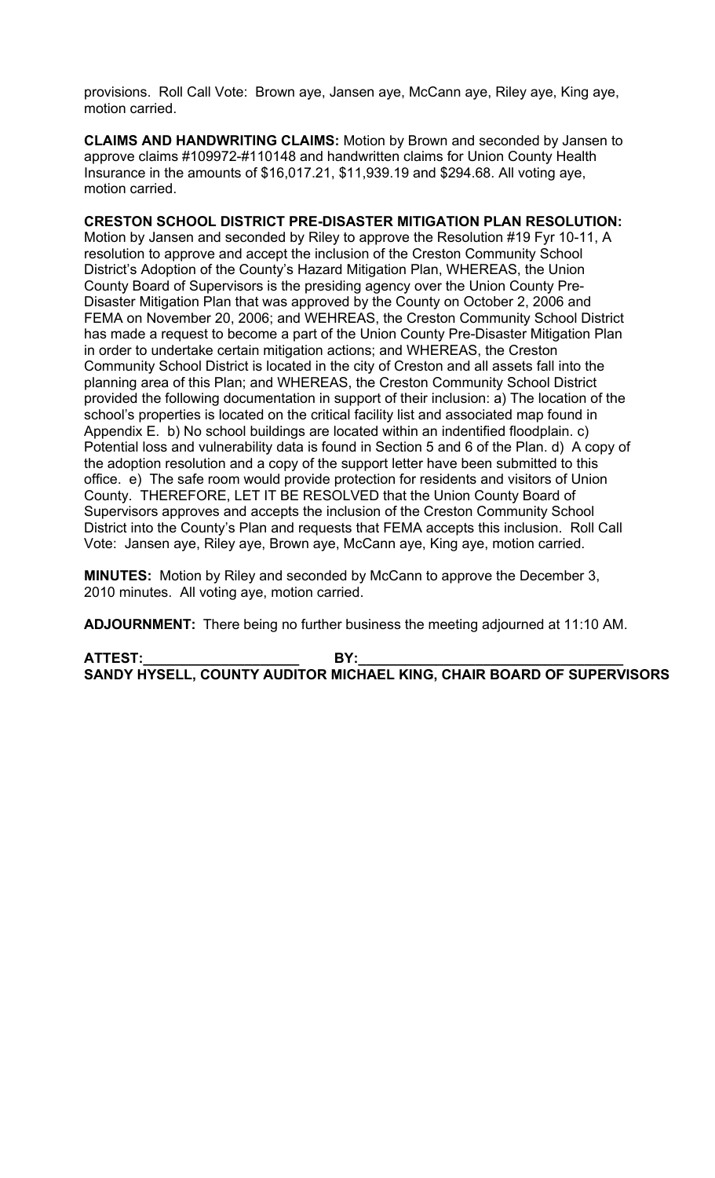provisions. Roll Call Vote: Brown aye, Jansen aye, McCann aye, Riley aye, King aye, motion carried.

**CLAIMS AND HANDWRITING CLAIMS:** Motion by Brown and seconded by Jansen to approve claims #109972-#110148 and handwritten claims for Union County Health Insurance in the amounts of $16,017.21, $11,939.19 and $294.68. All voting aye, motion carried.

**CRESTON SCHOOL DISTRICT PRE-DISASTER MITIGATION PLAN RESOLUTION:** Motion by Jansen and seconded by Riley to approve the Resolution #19 Fyr 10-11, A resolution to approve and accept the inclusion of the Creston Community School District's Adoption of the County's Hazard Mitigation Plan, WHEREAS, the Union County Board of Supervisors is the presiding agency over the Union County Pre-Disaster Mitigation Plan that was approved by the County on October 2, 2006 and FEMA on November 20, 2006; and WEHREAS, the Creston Community School District has made a request to become a part of the Union County Pre-Disaster Mitigation Plan in order to undertake certain mitigation actions; and WHEREAS, the Creston Community School District is located in the city of Creston and all assets fall into the planning area of this Plan; and WHEREAS, the Creston Community School District provided the following documentation in support of their inclusion: a) The location of the school's properties is located on the critical facility list and associated map found in Appendix E. b) No school buildings are located within an indentified floodplain. c) Potential loss and vulnerability data is found in Section 5 and 6 of the Plan. d) A copy of the adoption resolution and a copy of the support letter have been submitted to this office. e) The safe room would provide protection for residents and visitors of Union County. THEREFORE, LET IT BE RESOLVED that the Union County Board of Supervisors approves and accepts the inclusion of the Creston Community School District into the County's Plan and requests that FEMA accepts this inclusion. Roll Call Vote: Jansen aye, Riley aye, Brown aye, McCann aye, King aye, motion carried.

**MINUTES:** Motion by Riley and seconded by McCann to approve the December 3, 2010 minutes. All voting aye, motion carried.

**ADJOURNMENT:** There being no further business the meeting adjourned at 11:10 AM.

**ATTEST:____________________ BY:_________________________________**
**SANDY HYSELL, COUNTY AUDITOR MICHAEL KING, CHAIR BOARD OF SUPERVISORS**